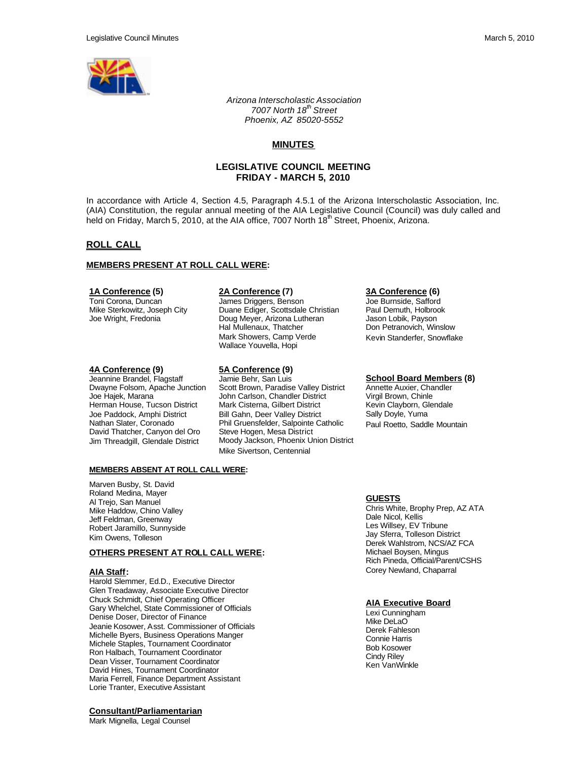*Arizona Interscholastic Association*
*7007 North 18th Street*
*Phoenix, AZ 85020-5552*

# MINUTES

## LEGISLATIVE COUNCIL MEETING
## FRIDAY - MARCH 5, 2010

In accordance with Article 4, Section 4.5, Paragraph 4.5.1 of the Arizona Interscholastic Association, Inc. (AIA) Constitution, the regular annual meeting of the AIA Legislative Council (Council) was duly called and held on Friday, March 5, 2010, at the AIA office, 7007 North 18th Street, Phoenix, Arizona.

## ROLL CALL

### MEMBERS PRESENT AT ROLL CALL WERE:

**1A Conference (5)**
Toni Corona, Duncan
Mike Sterkowitz, Joseph City
Joe Wright, Fredonia

**2A Conference (7)**
James Driggers, Benson
Duane Ediger, Scottsdale Christian
Doug Meyer, Arizona Lutheran
Hal Mullenaux, Thatcher
Mark Showers, Camp Verde
Wallace Youvella, Hopi

**3A Conference (6)**
Joe Burnside, Safford
Paul Demuth, Holbrook
Jason Lobik, Payson
Don Petranovich, Winslow
Kevin Standerfer, Snowflake

**4A Conference (9)**
Jeannine Brandel, Flagstaff
Dwayne Folsom, Apache Junction
Joe Hajek, Marana
Herman House, Tucson District
Joe Paddock, Amphi District
Nathan Slater, Coronado
David Thatcher, Canyon del Oro
Jim Threadgill, Glendale District

**5A Conference (9)**
Jamie Behr, San Luis
Scott Brown, Paradise Valley District
John Carlson, Chandler District
Mark Cisterna, Gilbert District
Bill Gahn, Deer Valley District
Phil Gruensfelder, Salpointe Catholic
Steve Hogen, Mesa District
Moody Jackson, Phoenix Union District
Mike Sivertson, Centennial

**School Board Members (8)**
Annette Auxier, Chandler
Virgil Brown, Chinle
Kevin Clayborn, Glendale
Sally Doyle, Yuma
Paul Roetto, Saddle Mountain

### MEMBERS ABSENT AT ROLL CALL WERE:

Marven Busby, St. David
Roland Medina, Mayer
Al Trejo, San Manuel
Mike Haddow, Chino Valley
Jeff Feldman, Greenway
Robert Jaramillo, Sunnyside
Kim Owens, Tolleson

### OTHERS PRESENT AT ROLL CALL WERE:

**AIA Staff:**
Harold Slemmer, Ed.D., Executive Director
Glen Treadaway, Associate Executive Director
Chuck Schmidt, Chief Operating Officer
Gary Whelchel, State Commissioner of Officials
Denise Doser, Director of Finance
Jeanie Kosower, Asst. Commissioner of Officials
Michelle Byers, Business Operations Manger
Michele Staples, Tournament Coordinator
Ron Halbach, Tournament Coordinator
Dean Visser, Tournament Coordinator
David Hines, Tournament Coordinator
Maria Ferrell, Finance Department Assistant
Lorie Tranter, Executive Assistant

**Consultant/Parliamentarian**
Mark Mignella, Legal Counsel

**GUESTS**
Chris White, Brophy Prep, AZ ATA
Dale Nicol, Kellis
Les Willsey, EV Tribune
Jay Sferra, Tolleson District
Derek Wahlstrom, NCS/AZ FCA
Michael Boysen, Mingus
Rich Pineda, Official/Parent/CSHS
Corey Newland, Chaparral

**AIA Executive Board**
Lexi Cunningham
Mike DeLaO
Derek Fahleson
Connie Harris
Bob Kosower
Cindy Riley
Ken VanWinkle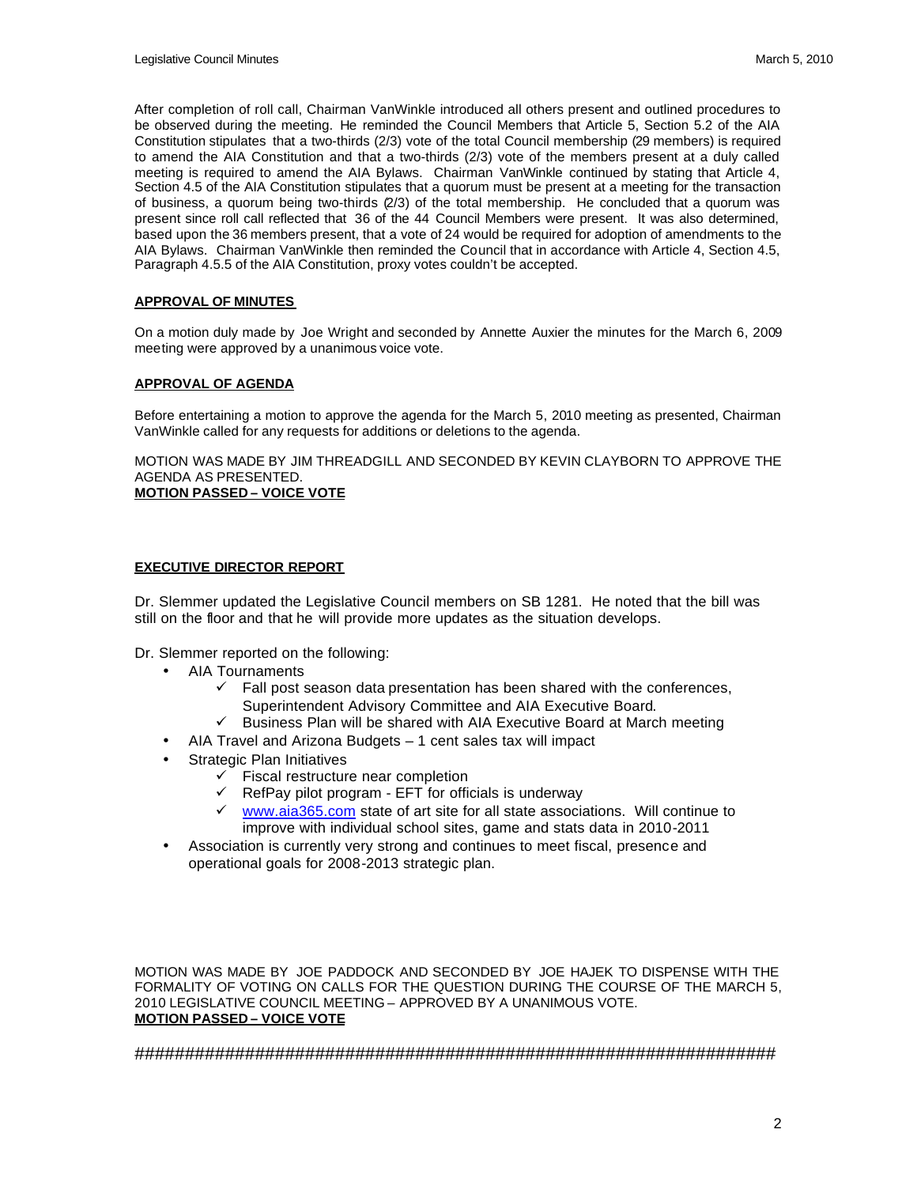After completion of roll call, Chairman VanWinkle introduced all others present and outlined procedures to be observed during the meeting. He reminded the Council Members that Article 5, Section 5.2 of the AIA Constitution stipulates that a two-thirds (2/3) vote of the total Council membership (29 members) is required to amend the AIA Constitution and that a two-thirds (2/3) vote of the members present at a duly called meeting is required to amend the AIA Bylaws. Chairman VanWinkle continued by stating that Article 4, Section 4.5 of the AIA Constitution stipulates that a quorum must be present at a meeting for the transaction of business, a quorum being two-thirds (2/3) of the total membership. He concluded that a quorum was present since roll call reflected that 36 of the 44 Council Members were present. It was also determined, based upon the 36 members present, that a vote of 24 would be required for adoption of amendments to the AIA Bylaws. Chairman VanWinkle then reminded the Council that in accordance with Article 4, Section 4.5, Paragraph 4.5.5 of the AIA Constitution, proxy votes couldn't be accepted.

**APPROVAL OF MINUTES**

On a motion duly made by Joe Wright and seconded by Annette Auxier the minutes for the March 6, 2009 meeting were approved by a unanimous voice vote.

**APPROVAL OF AGENDA**

Before entertaining a motion to approve the agenda for the March 5, 2010 meeting as presented, Chairman VanWinkle called for any requests for additions or deletions to the agenda.

MOTION WAS MADE BY JIM THREADGILL AND SECONDED BY KEVIN CLAYBORN TO APPROVE THE AGENDA AS PRESENTED.
**MOTION PASSED – VOICE VOTE**

**EXECUTIVE DIRECTOR REPORT**

Dr. Slemmer updated the Legislative Council members on SB 1281. He noted that the bill was still on the floor and that he will provide more updates as the situation develops.

Dr. Slemmer reported on the following:

- AIA Tournaments
  - ✓ Fall post season data presentation has been shared with the conferences, Superintendent Advisory Committee and AIA Executive Board.
  - ✓ Business Plan will be shared with AIA Executive Board at March meeting
- AIA Travel and Arizona Budgets – 1 cent sales tax will impact
- Strategic Plan Initiatives
  - ✓ Fiscal restructure near completion
  - ✓ RefPay pilot program - EFT for officials is underway
  - ✓ www.aia365.com state of art site for all state associations. Will continue to improve with individual school sites, game and stats data in 2010-2011
- Association is currently very strong and continues to meet fiscal, presence and operational goals for 2008-2013 strategic plan.

MOTION WAS MADE BY JOE PADDOCK AND SECONDED BY JOE HAJEK TO DISPENSE WITH THE FORMALITY OF VOTING ON CALLS FOR THE QUESTION DURING THE COURSE OF THE MARCH 5, 2010 LEGISLATIVE COUNCIL MEETING – APPROVED BY A UNANIMOUS VOTE.
**MOTION PASSED – VOICE VOTE**

##################################################################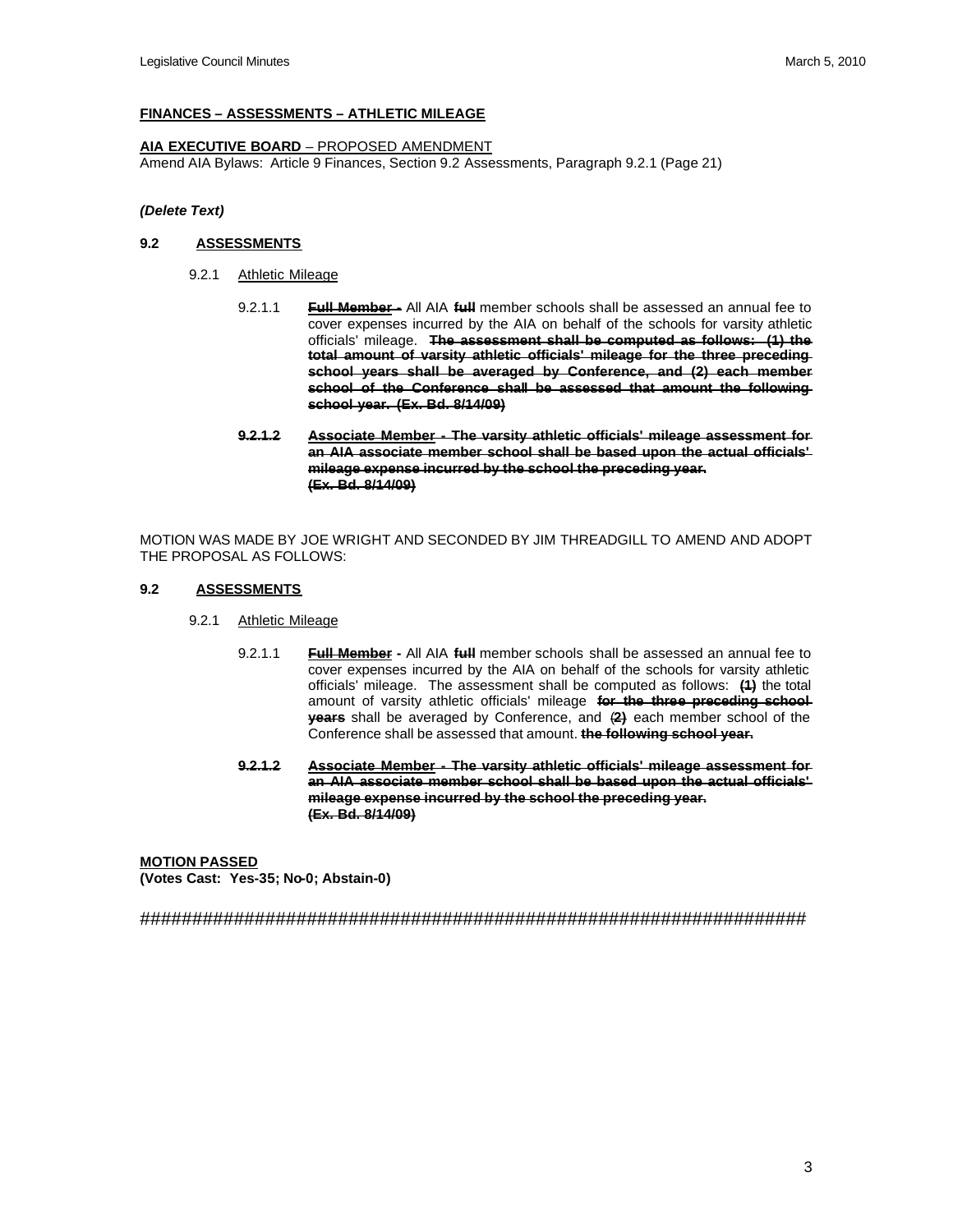**FINANCES – ASSESSMENTS – ATHLETIC MILEAGE**

**AIA EXECUTIVE BOARD** – PROPOSED AMENDMENT
Amend AIA Bylaws: Article 9 Finances, Section 9.2 Assessments, Paragraph 9.2.1 (Page 21)

***(Delete Text)***

**9.2 ASSESSMENTS**

9.2.1 Athletic Mileage

9.2.1.1 ~~**Full Member -**~~ All AIA ~~**full**~~ member schools shall be assessed an annual fee to cover expenses incurred by the AIA on behalf of the schools for varsity athletic officials' mileage. ~~**The assessment shall be computed as follows: (1) the total amount of varsity athletic officials' mileage for the three preceding school years shall be averaged by Conference, and (2) each member school of the Conference shall be assessed that amount the following school year. (Ex. Bd. 8/14/09)**~~

~~**9.2.1.2 Associate Member - The varsity athletic officials' mileage assessment for an AIA associate member school shall be based upon the actual officials' mileage expense incurred by the school the preceding year. (Ex. Bd. 8/14/09)**~~

MOTION WAS MADE BY JOE WRIGHT AND SECONDED BY JIM THREADGILL TO AMEND AND ADOPT THE PROPOSAL AS FOLLOWS:

**9.2 ASSESSMENTS**

9.2.1 Athletic Mileage

9.2.1.1 ~~**Full Member**~~ **-** All AIA ~~**full**~~ member schools shall be assessed an annual fee to cover expenses incurred by the AIA on behalf of the schools for varsity athletic officials' mileage. The assessment shall be computed as follows: ~~**(1)**~~ the total amount of varsity athletic officials' mileage ~~**for the three preceding school years**~~ shall be averaged by Conference, and ~~**(2)**~~ each member school of the Conference shall be assessed that amount. ~~**the following school year.**~~

~~**9.2.1.2 Associate Member - The varsity athletic officials' mileage assessment for an AIA associate member school shall be based upon the actual officials' mileage expense incurred by the school the preceding year. (Ex. Bd. 8/14/09)**~~

**MOTION PASSED**
**(Votes Cast: Yes-35; No-0; Abstain-0)**

#################################################################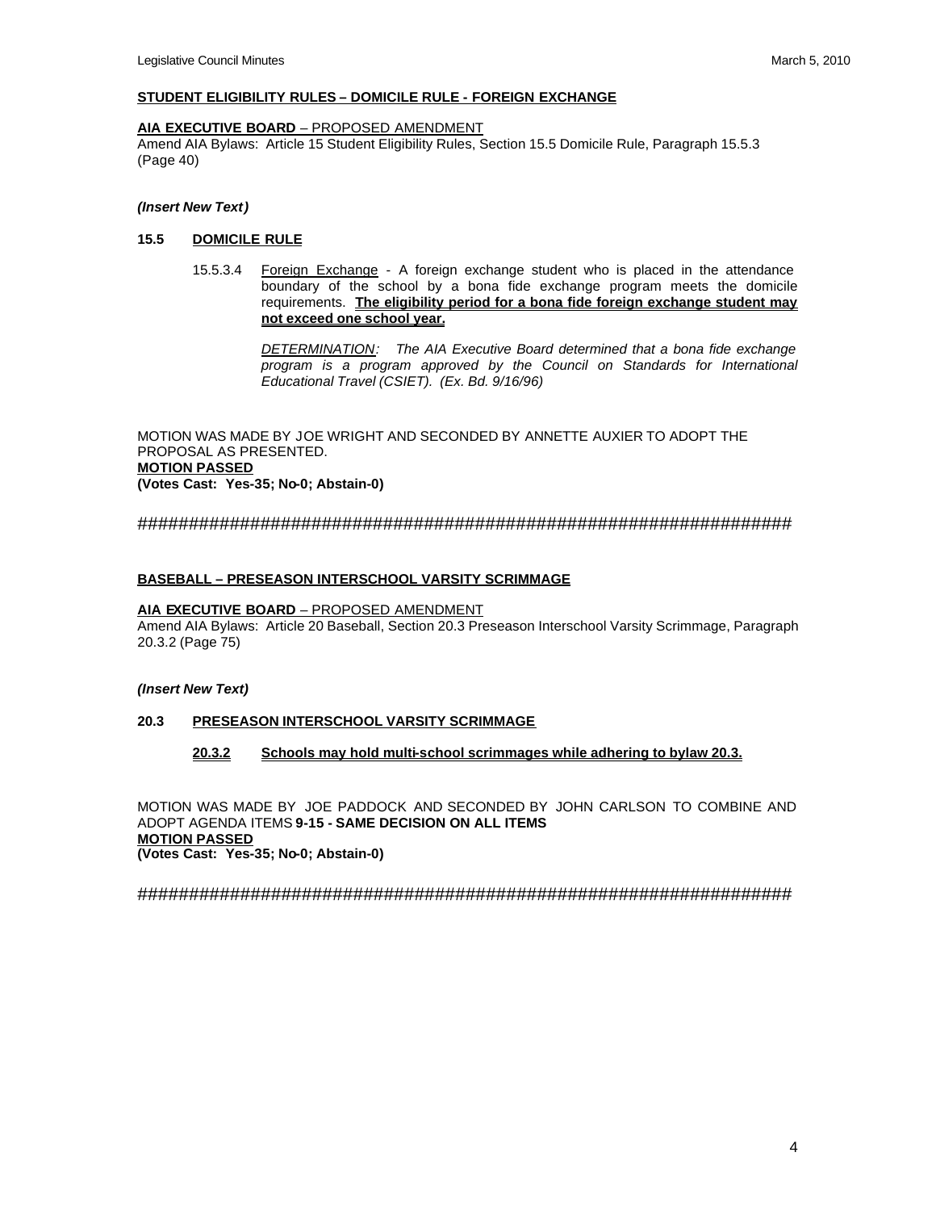**STUDENT ELIGIBILITY RULES – DOMICILE RULE - FOREIGN EXCHANGE**

**AIA EXECUTIVE BOARD** – PROPOSED AMENDMENT
Amend AIA Bylaws: Article 15 Student Eligibility Rules, Section 15.5 Domicile Rule, Paragraph 15.5.3 (Page 40)

***(Insert New Text)***

**15.5 DOMICILE RULE**

15.5.3.4 Foreign Exchange - A foreign exchange student who is placed in the attendance boundary of the school by a bona fide exchange program meets the domicile requirements. **The eligibility period for a bona fide foreign exchange student may not exceed one school year.**

*DETERMINATION: The AIA Executive Board determined that a bona fide exchange program is a program approved by the Council on Standards for International Educational Travel (CSIET). (Ex. Bd. 9/16/96)*

MOTION WAS MADE BY JOE WRIGHT AND SECONDED BY ANNETTE AUXIER TO ADOPT THE PROPOSAL AS PRESENTED.
**MOTION PASSED**
**(Votes Cast: Yes-35; No-0; Abstain-0)**

###################################################################

**BASEBALL – PRESEASON INTERSCHOOL VARSITY SCRIMMAGE**

**AIA EXECUTIVE BOARD** – PROPOSED AMENDMENT
Amend AIA Bylaws: Article 20 Baseball, Section 20.3 Preseason Interschool Varsity Scrimmage, Paragraph 20.3.2 (Page 75)

***(Insert New Text)***

**20.3 PRESEASON INTERSCHOOL VARSITY SCRIMMAGE**

**20.3.2 Schools may hold multi-school scrimmages while adhering to bylaw 20.3.**

MOTION WAS MADE BY JOE PADDOCK AND SECONDED BY JOHN CARLSON TO COMBINE AND ADOPT AGENDA ITEMS **9-15 - SAME DECISION ON ALL ITEMS**
**MOTION PASSED**
**(Votes Cast: Yes-35; No-0; Abstain-0)**

###################################################################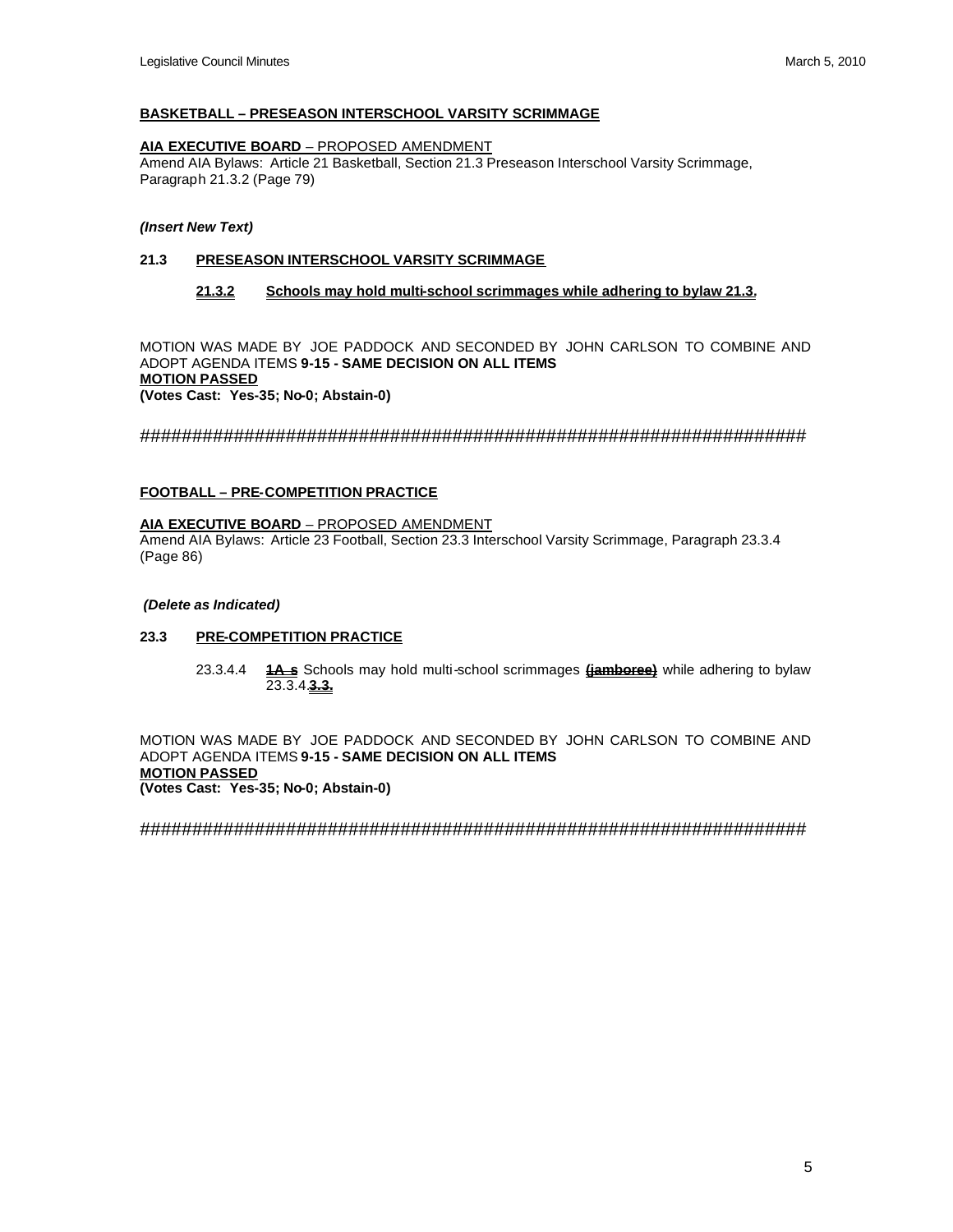**BASKETBALL – PRESEASON INTERSCHOOL VARSITY SCRIMMAGE**

**AIA EXECUTIVE BOARD** – PROPOSED AMENDMENT
Amend AIA Bylaws: Article 21 Basketball, Section 21.3 Preseason Interschool Varsity Scrimmage, Paragraph 21.3.2 (Page 79)

***(Insert New Text)***

**21.3 PRESEASON INTERSCHOOL VARSITY SCRIMMAGE**

**21.3.2 Schools may hold multi-school scrimmages while adhering to bylaw 21.3.**

MOTION WAS MADE BY JOE PADDOCK AND SECONDED BY JOHN CARLSON TO COMBINE AND ADOPT AGENDA ITEMS **9-15 - SAME DECISION ON ALL ITEMS**
**MOTION PASSED**
**(Votes Cast: Yes-35; No-0; Abstain-0)**

##################################################################

**FOOTBALL – PRE-COMPETITION PRACTICE**

**AIA EXECUTIVE BOARD** – PROPOSED AMENDMENT
Amend AIA Bylaws: Article 23 Football, Section 23.3 Interschool Varsity Scrimmage, Paragraph 23.3.4 (Page 86)

***(Delete as Indicated)***

**23.3 PRE-COMPETITION PRACTICE**

23.3.4.4 ~~**1A s**~~ Schools may hold multi-school scrimmages ~~**(jamboree)**~~ while adhering to bylaw ~~23.3.4.~~**3.3.**

MOTION WAS MADE BY JOE PADDOCK AND SECONDED BY JOHN CARLSON TO COMBINE AND ADOPT AGENDA ITEMS **9-15 - SAME DECISION ON ALL ITEMS**
**MOTION PASSED**
**(Votes Cast: Yes-35; No-0; Abstain-0)**

##################################################################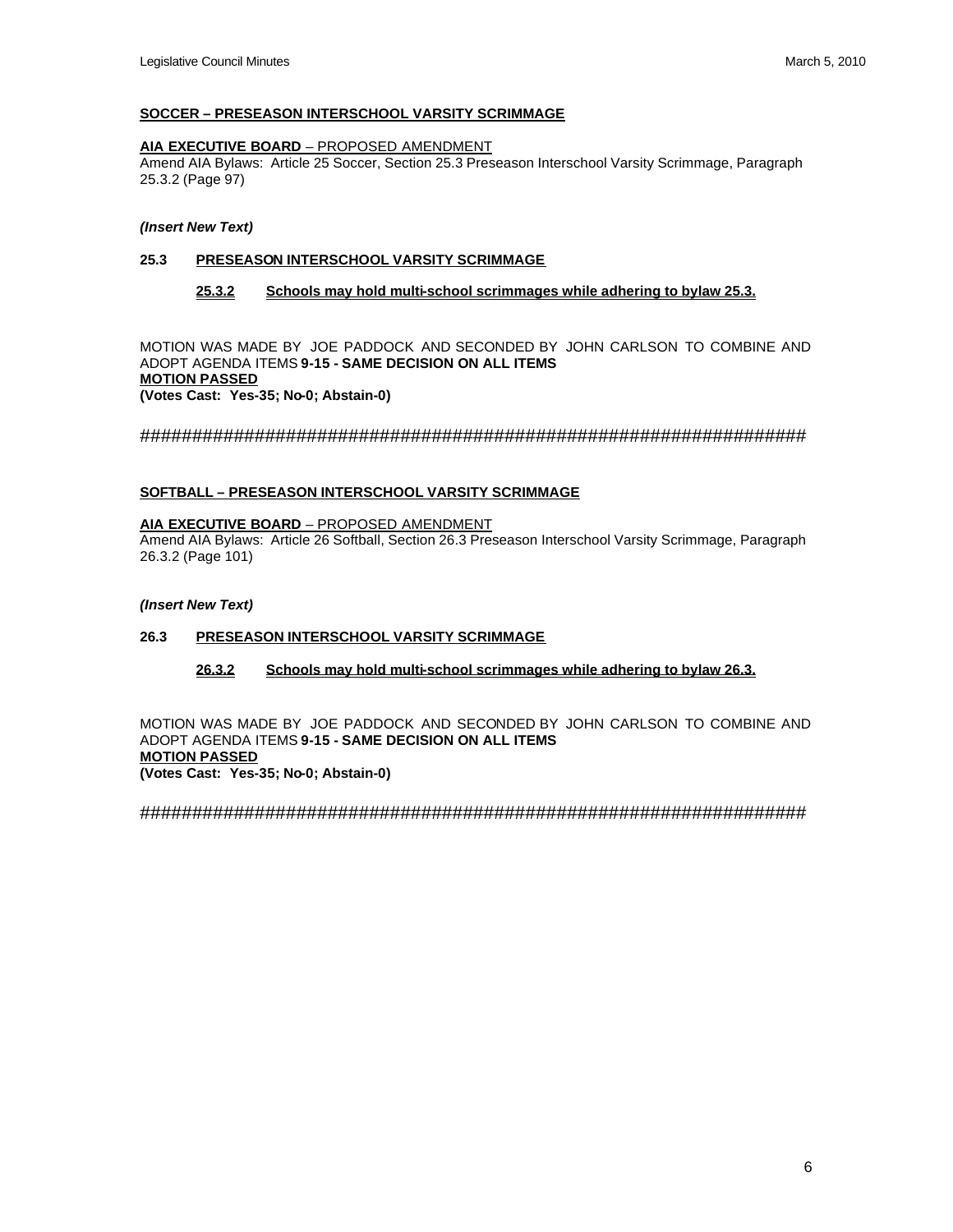**SOCCER – PRESEASON INTERSCHOOL VARSITY SCRIMMAGE**

**AIA EXECUTIVE BOARD** – PROPOSED AMENDMENT
Amend AIA Bylaws: Article 25 Soccer, Section 25.3 Preseason Interschool Varsity Scrimmage, Paragraph 25.3.2 (Page 97)

***(Insert New Text)***

**25.3 PRESEASON INTERSCHOOL VARSITY SCRIMMAGE**

**25.3.2 Schools may hold multi-school scrimmages while adhering to bylaw 25.3.**

MOTION WAS MADE BY JOE PADDOCK AND SECONDED BY JOHN CARLSON TO COMBINE AND ADOPT AGENDA ITEMS **9-15 - SAME DECISION ON ALL ITEMS**
**MOTION PASSED**
**(Votes Cast: Yes-35; No-0; Abstain-0)**

##################################################################

**SOFTBALL – PRESEASON INTERSCHOOL VARSITY SCRIMMAGE**

**AIA EXECUTIVE BOARD** – PROPOSED AMENDMENT
Amend AIA Bylaws: Article 26 Softball, Section 26.3 Preseason Interschool Varsity Scrimmage, Paragraph 26.3.2 (Page 101)

***(Insert New Text)***

**26.3 PRESEASON INTERSCHOOL VARSITY SCRIMMAGE**

**26.3.2 Schools may hold multi-school scrimmages while adhering to bylaw 26.3.**

MOTION WAS MADE BY JOE PADDOCK AND SECONDED BY JOHN CARLSON TO COMBINE AND ADOPT AGENDA ITEMS **9-15 - SAME DECISION ON ALL ITEMS**
**MOTION PASSED**
**(Votes Cast: Yes-35; No-0; Abstain-0)**

##################################################################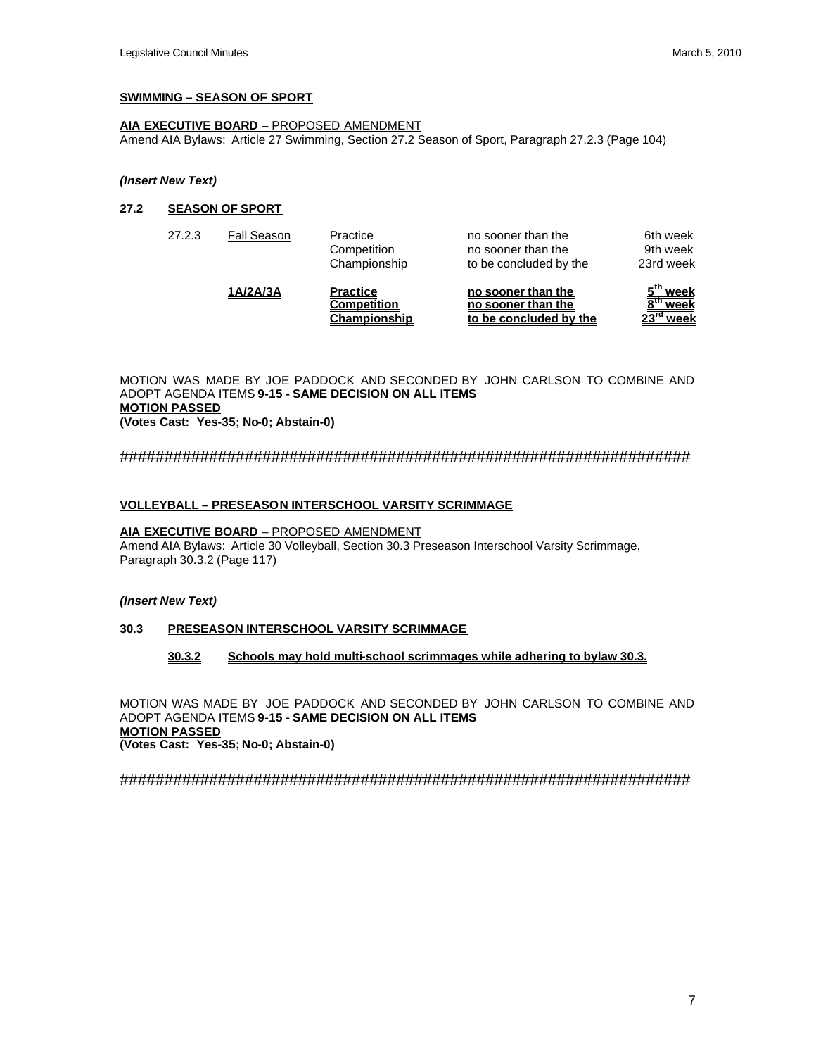**SWIMMING – SEASON OF SPORT**

**AIA EXECUTIVE BOARD** – PROPOSED AMENDMENT
Amend AIA Bylaws: Article 27 Swimming, Section 27.2 Season of Sport, Paragraph 27.2.3 (Page 104)

***(Insert New Text)***

**27.2 SEASON OF SPORT**

| | | | | |
|---|---|---|---|---|
| 27.2.3 | Fall Season | Practice | no sooner than the | 6th week |
| | | Competition | no sooner than the | 9th week |
| | | Championship | to be concluded by the | 23rd week |
| | **1A/2A/3A** | **Practice** | **no sooner than the** | **5th week** |
| | | **Competition** | **no sooner than the** | **8th week** |
| | | **Championship** | **to be concluded by the** | **23rd week** |

MOTION WAS MADE BY JOE PADDOCK AND SECONDED BY JOHN CARLSON TO COMBINE AND ADOPT AGENDA ITEMS **9-15 - SAME DECISION ON ALL ITEMS**
**MOTION PASSED**
**(Votes Cast: Yes-35; No-0; Abstain-0)**

##################################################################

**VOLLEYBALL – PRESEASON INTERSCHOOL VARSITY SCRIMMAGE**

**AIA EXECUTIVE BOARD** – PROPOSED AMENDMENT
Amend AIA Bylaws: Article 30 Volleyball, Section 30.3 Preseason Interschool Varsity Scrimmage, Paragraph 30.3.2 (Page 117)

***(Insert New Text)***

**30.3 PRESEASON INTERSCHOOL VARSITY SCRIMMAGE**

**30.3.2 Schools may hold multi-school scrimmages while adhering to bylaw 30.3.**

MOTION WAS MADE BY JOE PADDOCK AND SECONDED BY JOHN CARLSON TO COMBINE AND ADOPT AGENDA ITEMS **9-15 - SAME DECISION ON ALL ITEMS**
**MOTION PASSED**
**(Votes Cast: Yes-35; No-0; Abstain-0)**

##################################################################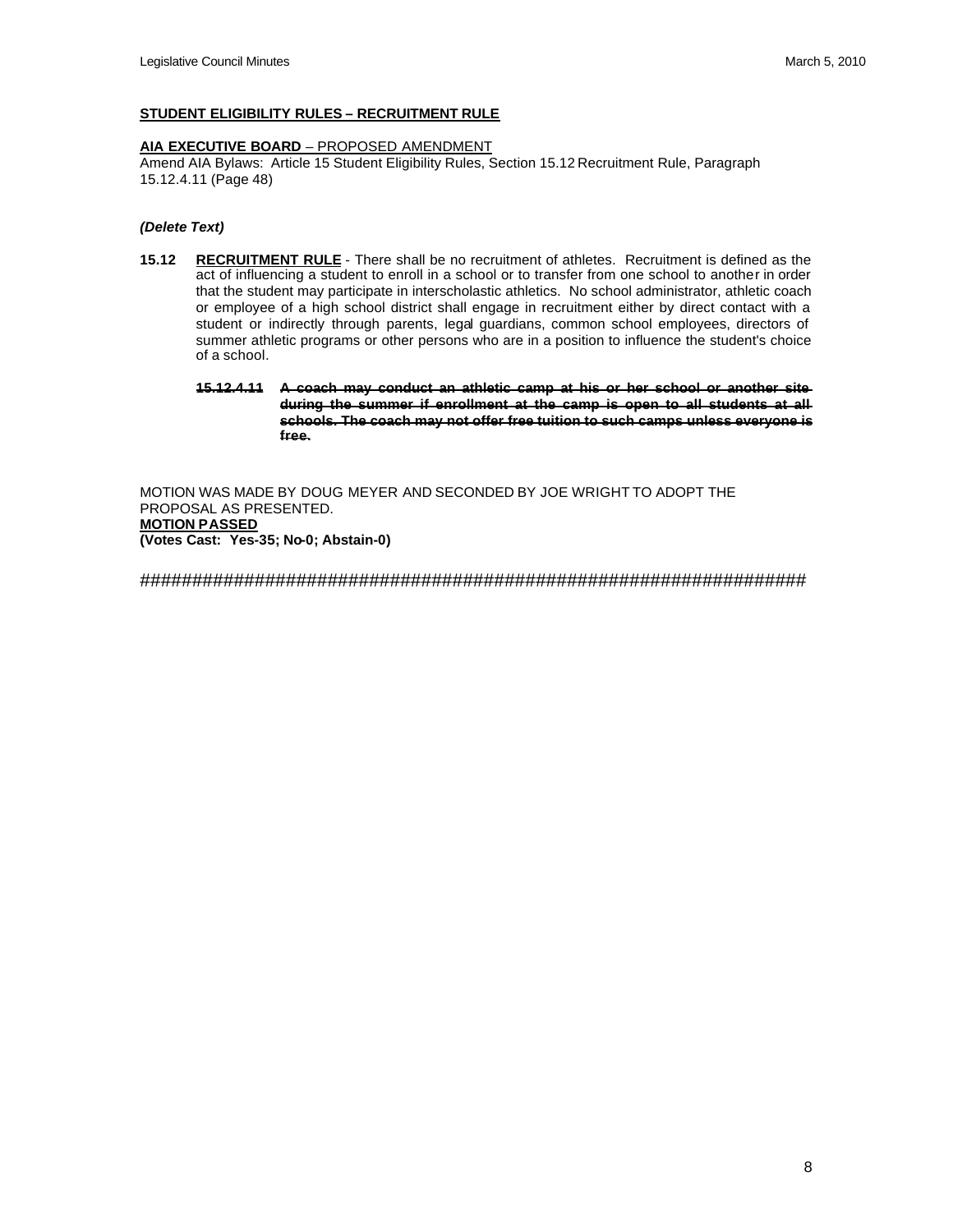**STUDENT ELIGIBILITY RULES – RECRUITMENT RULE**

**AIA EXECUTIVE BOARD** – PROPOSED AMENDMENT
Amend AIA Bylaws: Article 15 Student Eligibility Rules, Section 15.12 Recruitment Rule, Paragraph 15.12.4.11 (Page 48)

***(Delete Text)***

**15.12** **RECRUITMENT RULE** - There shall be no recruitment of athletes. Recruitment is defined as the act of influencing a student to enroll in a school or to transfer from one school to another in order that the student may participate in interscholastic athletics. No school administrator, athletic coach or employee of a high school district shall engage in recruitment either by direct contact with a student or indirectly through parents, legal guardians, common school employees, directors of summer athletic programs or other persons who are in a position to influence the student's choice of a school.

> ~~**15.12.4.11** **A coach may conduct an athletic camp at his or her school or another site during the summer if enrollment at the camp is open to all students at all schools. The coach may not offer free tuition to such camps unless everyone is free.**~~

MOTION WAS MADE BY DOUG MEYER AND SECONDED BY JOE WRIGHT TO ADOPT THE PROPOSAL AS PRESENTED.
**MOTION PASSED**
**(Votes Cast: Yes-35; No-0; Abstain-0)**

##################################################################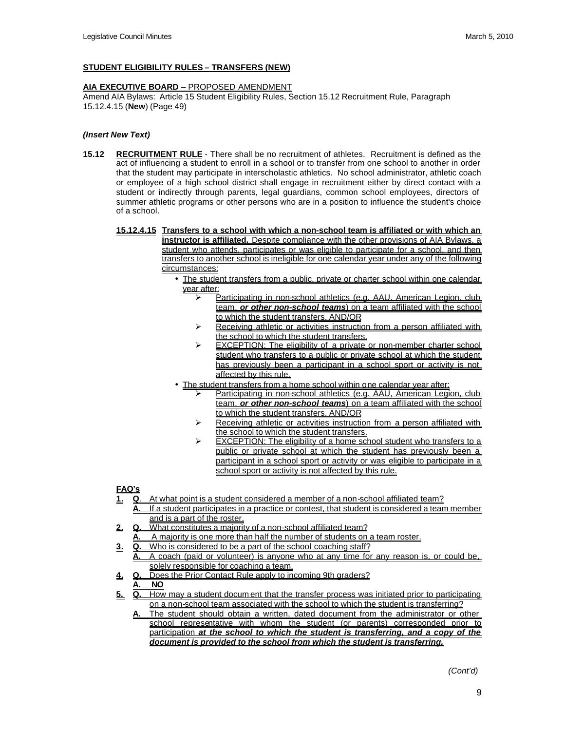**STUDENT ELIGIBILITY RULES – TRANSFERS (NEW)**

**AIA EXECUTIVE BOARD** – PROPOSED AMENDMENT

Amend AIA Bylaws: Article 15 Student Eligibility Rules, Section 15.12 Recruitment Rule, Paragraph 15.12.4.15 (**New**) (Page 49)

***(Insert New Text)***

**15.12 RECRUITMENT RULE** - There shall be no recruitment of athletes. Recruitment is defined as the act of influencing a student to enroll in a school or to transfer from one school to another in order that the student may participate in interscholastic athletics. No school administrator, athletic coach or employee of a high school district shall engage in recruitment either by direct contact with a student or indirectly through parents, legal guardians, common school employees, directors of summer athletic programs or other persons who are in a position to influence the student's choice of a school.

**15.12.4.15 Transfers to a school with which a non-school team is affiliated or with which an instructor is affiliated.** Despite compliance with the other provisions of AIA Bylaws, a student who attends, participates or was eligible to participate for a school, and then transfers to another school is ineligible for one calendar year under any of the following circumstances:

- The student transfers from a public, private or charter school within one calendar year after:
  - Participating in non-school athletics (e.g. AAU, American Legion, club team, ***or other non-school teams***) on a team affiliated with the school to which the student transfers, AND/OR
  - Receiving athletic or activities instruction from a person affiliated with the school to which the student transfers.
  - EXCEPTION: The eligibility of a private or non-member charter school student who transfers to a public or private school at which the student has previously been a participant in a school sport or activity is not affected by this rule.
- The student transfers from a home school within one calendar year after:
  - Participating in non-school athletics (e.g. AAU, American Legion, club team, ***or other non-school teams***) on a team affiliated with the school to which the student transfers, AND/OR
  - Receiving athletic or activities instruction from a person affiliated with the school to which the student transfers.
  - EXCEPTION: The eligibility of a home school student who transfers to a public or private school at which the student has previously been a participant in a school sport or activity or was eligible to participate in a school sport or activity is not affected by this rule.

**FAQ's**

1. **Q**. At what point is a student considered a member of a non-school affiliated team?
   **A.** If a student participates in a practice or contest, that student is considered a team member and is a part of the roster.
2. **Q.** What constitutes a majority of a non-school affiliated team?
   **A.** A majority is one more than half the number of students on a team roster.
3. **Q.** Who is considered to be a part of the school coaching staff?
   **A.** A coach (paid or volunteer) is anyone who at any time for any reason is, or could be, solely responsible for coaching a team.
4. **Q.** Does the Prior Contact Rule apply to incoming 9th graders?
   **A.** **NO**
5. **Q.** How may a student document that the transfer process was initiated prior to participating on a non-school team associated with the school to which the student is transferring?
   **A.** The student should obtain a written, dated document from the administrator or other school representative with whom the student (or parents) corresponded prior to participation ***at the school to which the student is transferring, and a copy of the document is provided to the school from which the student is transferring.***

*(Cont'd)*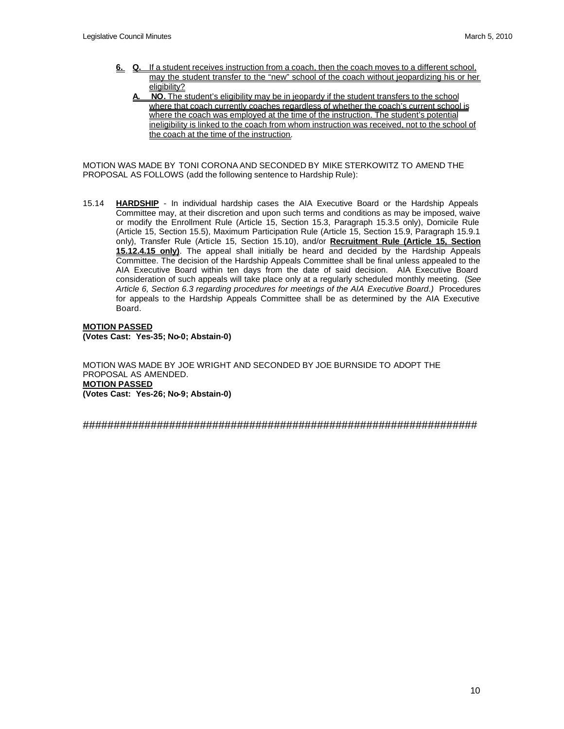6. **Q.** If a student receives instruction from a coach, then the coach moves to a different school, may the student transfer to the "new" school of the coach without jeopardizing his or her eligibility?

   **A. NO.** The student's eligibility may be in jeopardy if the student transfers to the school where that coach currently coaches regardless of whether the coach's current school is where the coach was employed at the time of the instruction. The student's potential ineligibility is linked to the coach from whom instruction was received, not to the school of the coach at the time of the instruction.

MOTION WAS MADE BY TONI CORONA AND SECONDED BY MIKE STERKOWITZ TO AMEND THE PROPOSAL AS FOLLOWS (add the following sentence to Hardship Rule):

15.14 **HARDSHIP** - In individual hardship cases the AIA Executive Board or the Hardship Appeals Committee may, at their discretion and upon such terms and conditions as may be imposed, waive or modify the Enrollment Rule (Article 15, Section 15.3, Paragraph 15.3.5 only), Domicile Rule (Article 15, Section 15.5), Maximum Participation Rule (Article 15, Section 15.9, Paragraph 15.9.1 only), Transfer Rule (Article 15, Section 15.10), and/or **Recruitment Rule (Article 15, Section 15.12.4.15 only)**. The appeal shall initially be heard and decided by the Hardship Appeals Committee. The decision of the Hardship Appeals Committee shall be final unless appealed to the AIA Executive Board within ten days from the date of said decision. AIA Executive Board consideration of such appeals will take place only at a regularly scheduled monthly meeting. (*See Article 6, Section 6.3 regarding procedures for meetings of the AIA Executive Board.)* Procedures for appeals to the Hardship Appeals Committee shall be as determined by the AIA Executive Board.

**MOTION PASSED**
**(Votes Cast: Yes-35; No-0; Abstain-0)**

MOTION WAS MADE BY JOE WRIGHT AND SECONDED BY JOE BURNSIDE TO ADOPT THE PROPOSAL AS AMENDED.
**MOTION PASSED**
**(Votes Cast: Yes-26; No-9; Abstain-0)**

##################################################################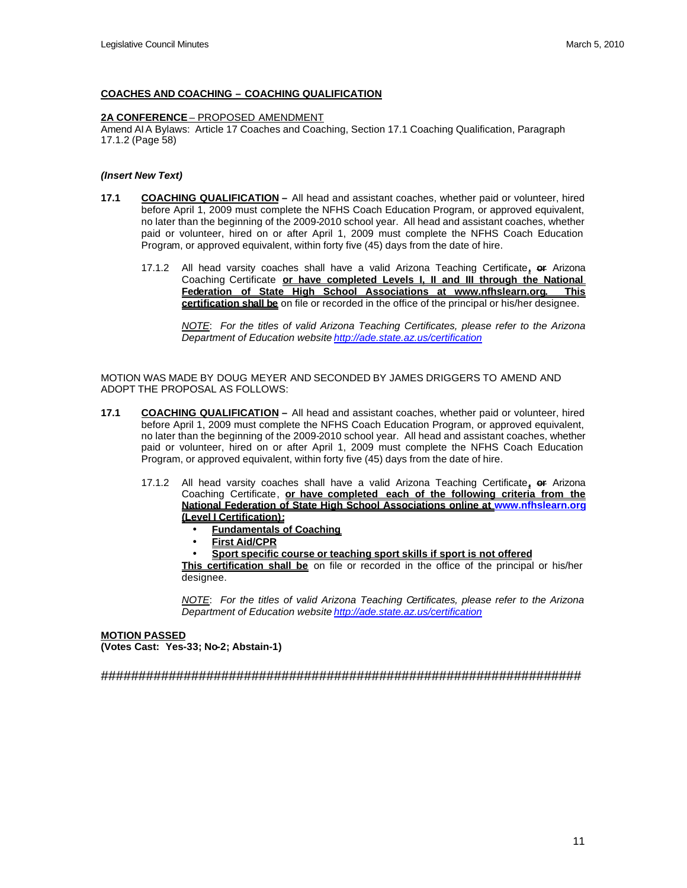**COACHES AND COACHING – COACHING QUALIFICATION**

**2A CONFERENCE** – PROPOSED AMENDMENT
Amend AIA Bylaws: Article 17 Coaches and Coaching, Section 17.1 Coaching Qualification, Paragraph 17.1.2 (Page 58)

***(Insert New Text)***

**17.1** **COACHING QUALIFICATION –** All head and assistant coaches, whether paid or volunteer, hired before April 1, 2009 must complete the NFHS Coach Education Program, or approved equivalent, no later than the beginning of the 2009-2010 school year. All head and assistant coaches, whether paid or volunteer, hired on or after April 1, 2009 must complete the NFHS Coach Education Program, or approved equivalent, within forty five (45) days from the date of hire.

17.1.2 All head varsity coaches shall have a valid Arizona Teaching Certificate, ~~or~~ Arizona Coaching Certificate **or have completed Levels I, II and III through the National Federation of State High School Associations at www.nfhslearn.org. This certification shall be** on file or recorded in the office of the principal or his/her designee.

*NOTE: For the titles of valid Arizona Teaching Certificates, please refer to the Arizona Department of Education website http://ade.state.az.us/certification*

MOTION WAS MADE BY DOUG MEYER AND SECONDED BY JAMES DRIGGERS TO AMEND AND ADOPT THE PROPOSAL AS FOLLOWS:

**17.1** **COACHING QUALIFICATION –** All head and assistant coaches, whether paid or volunteer, hired before April 1, 2009 must complete the NFHS Coach Education Program, or approved equivalent, no later than the beginning of the 2009-2010 school year. All head and assistant coaches, whether paid or volunteer, hired on or after April 1, 2009 must complete the NFHS Coach Education Program, or approved equivalent, within forty five (45) days from the date of hire.

17.1.2 All head varsity coaches shall have a valid Arizona Teaching Certificate, ~~or~~ Arizona Coaching Certificate, **or have completed each of the following criteria from the National Federation of State High School Associations online at www.nfhslearn.org (Level I Certification):**

- **Fundamentals of Coaching**
- **First Aid/CPR**
- **Sport specific course or teaching sport skills if sport is not offered**

**This certification shall be** on file or recorded in the office of the principal or his/her designee.

*NOTE: For the titles of valid Arizona Teaching Certificates, please refer to the Arizona Department of Education website http://ade.state.az.us/certification*

**MOTION PASSED**
**(Votes Cast: Yes-33; No-2; Abstain-1)**

####################################################################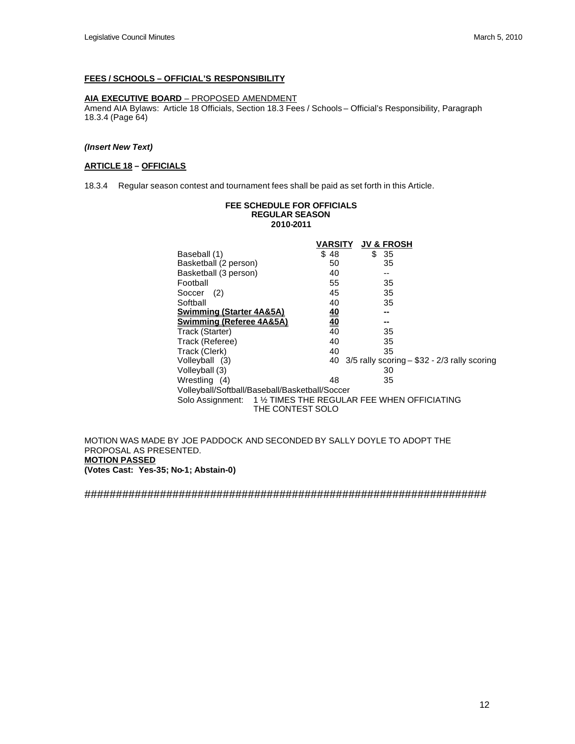**FEES / SCHOOLS – OFFICIAL'S RESPONSIBILITY**

**AIA EXECUTIVE BOARD** – PROPOSED AMENDMENT
Amend AIA Bylaws: Article 18 Officials, Section 18.3 Fees / Schools – Official's Responsibility, Paragraph 18.3.4 (Page 64)

***(Insert New Text)***

**ARTICLE 18 – OFFICIALS**

18.3.4 Regular season contest and tournament fees shall be paid as set forth in this Article.

**FEE SCHEDULE FOR OFFICIALS**
**REGULAR SEASON**
**2010-2011**

| | VARSITY | JV & FROSH |
|---|---|---|
| Baseball (1) | $ 48 | $ 35 |
| Basketball (2 person) | 50 | 35 |
| Basketball (3 person) | 40 | -- |
| Football | 55 | 35 |
| Soccer (2) | 45 | 35 |
| Softball | 40 | 35 |
| **Swimming (Starter 4A&5A)** | **40** | **--** |
| **Swimming (Referee 4A&5A)** | **40** | **--** |
| Track (Starter) | 40 | 35 |
| Track (Referee) | 40 | 35 |
| Track (Clerk) | 40 | 35 |
| Volleyball (3) | 40 | 3/5 rally scoring – $32 - 2/3 rally scoring |
| Volleyball (3) | | 30 |
| Wrestling (4) | 48 | 35 |

Volleyball/Softball/Baseball/Basketball/Soccer
Solo Assignment: 1 ½ TIMES THE REGULAR FEE WHEN OFFICIATING THE CONTEST SOLO

MOTION WAS MADE BY JOE PADDOCK AND SECONDED BY SALLY DOYLE TO ADOPT THE PROPOSAL AS PRESENTED.
**MOTION PASSED**
**(Votes Cast: Yes-35; No-1; Abstain-0)**

################################################################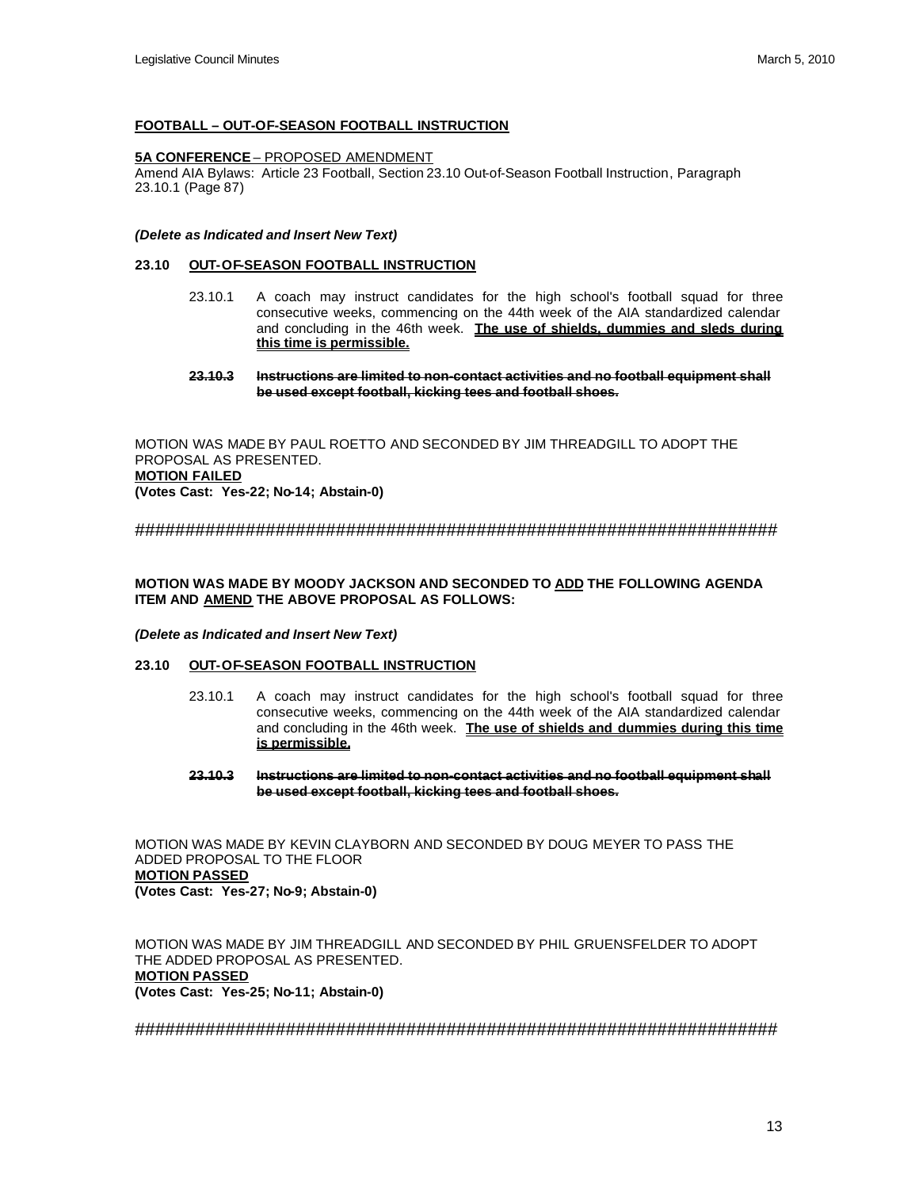**FOOTBALL – OUT-OF-SEASON FOOTBALL INSTRUCTION**

**5A CONFERENCE** – PROPOSED AMENDMENT
Amend AIA Bylaws: Article 23 Football, Section 23.10 Out-of-Season Football Instruction, Paragraph 23.10.1 (Page 87)

***(Delete as Indicated and Insert New Text)***

**23.10 OUT-OF-SEASON FOOTBALL INSTRUCTION**

23.10.1 A coach may instruct candidates for the high school's football squad for three consecutive weeks, commencing on the 44th week of the AIA standardized calendar and concluding in the 46th week. **The use of shields, dummies and sleds during this time is permissible.**

~~**23.10.3 Instructions are limited to non-contact activities and no football equipment shall be used except football, kicking tees and football shoes.**~~

MOTION WAS MADE BY PAUL ROETTO AND SECONDED BY JIM THREADGILL TO ADOPT THE PROPOSAL AS PRESENTED.
**MOTION FAILED**
**(Votes Cast: Yes-22; No-14; Abstain-0)**

##################################################################

**MOTION WAS MADE BY MOODY JACKSON AND SECONDED TO ADD THE FOLLOWING AGENDA ITEM AND AMEND THE ABOVE PROPOSAL AS FOLLOWS:**

***(Delete as Indicated and Insert New Text)***

**23.10 OUT-OF-SEASON FOOTBALL INSTRUCTION**

23.10.1 A coach may instruct candidates for the high school's football squad for three consecutive weeks, commencing on the 44th week of the AIA standardized calendar and concluding in the 46th week. **The use of shields and dummies during this time is permissible.**

~~**23.10.3 Instructions are limited to non-contact activities and no football equipment shall be used except football, kicking tees and football shoes.**~~

MOTION WAS MADE BY KEVIN CLAYBORN AND SECONDED BY DOUG MEYER TO PASS THE ADDED PROPOSAL TO THE FLOOR
**MOTION PASSED**
**(Votes Cast: Yes-27; No-9; Abstain-0)**

MOTION WAS MADE BY JIM THREADGILL AND SECONDED BY PHIL GRUENSFELDER TO ADOPT THE ADDED PROPOSAL AS PRESENTED.
**MOTION PASSED**
**(Votes Cast: Yes-25; No-11; Abstain-0)**

##################################################################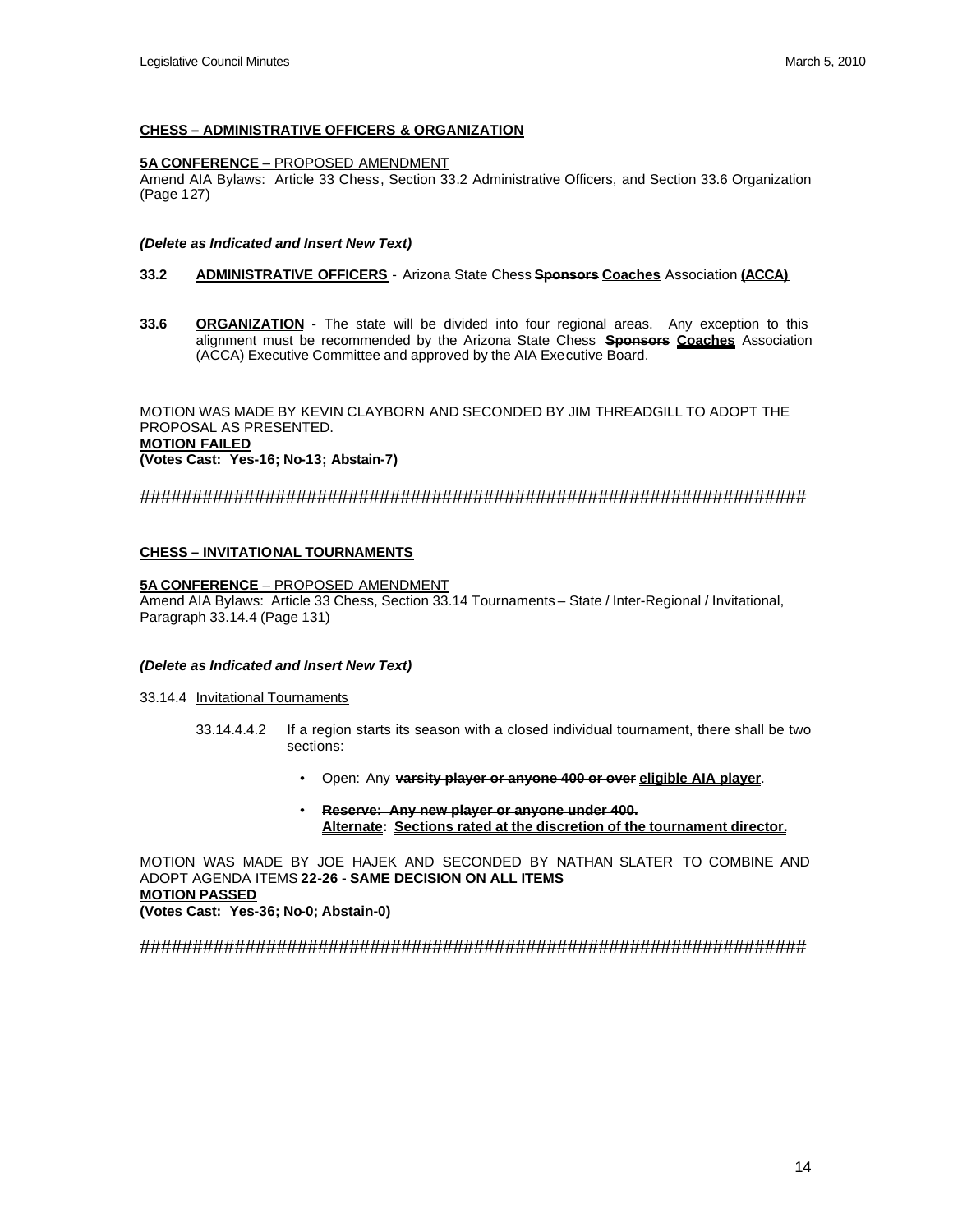**CHESS – ADMINISTRATIVE OFFICERS & ORGANIZATION**

**5A CONFERENCE** – PROPOSED AMENDMENT
Amend AIA Bylaws: Article 33 Chess, Section 33.2 Administrative Officers, and Section 33.6 Organization (Page 127)

***(Delete as Indicated and Insert New Text)***

**33.2 ADMINISTRATIVE OFFICERS** - Arizona State Chess ~~**Sponsors**~~ **Coaches** Association **(ACCA)**

**33.6 ORGANIZATION** - The state will be divided into four regional areas. Any exception to this alignment must be recommended by the Arizona State Chess ~~**Sponsors**~~ **Coaches** Association (ACCA) Executive Committee and approved by the AIA Executive Board.

MOTION WAS MADE BY KEVIN CLAYBORN AND SECONDED BY JIM THREADGILL TO ADOPT THE PROPOSAL AS PRESENTED.
**MOTION FAILED**
**(Votes Cast: Yes-16; No-13; Abstain-7)**

#####################################################################

**CHESS – INVITATIONAL TOURNAMENTS**

**5A CONFERENCE** – PROPOSED AMENDMENT
Amend AIA Bylaws: Article 33 Chess, Section 33.14 Tournaments – State / Inter-Regional / Invitational, Paragraph 33.14.4 (Page 131)

***(Delete as Indicated and Insert New Text)***

33.14.4 Invitational Tournaments

33.14.4.4.2 If a region starts its season with a closed individual tournament, there shall be two sections:

- Open: Any ~~**varsity player or anyone 400 or over**~~ **eligible AIA player**.
- ~~**Reserve: Any new player or anyone under 400.**~~
  **Alternate: Sections rated at the discretion of the tournament director.**

MOTION WAS MADE BY JOE HAJEK AND SECONDED BY NATHAN SLATER TO COMBINE AND ADOPT AGENDA ITEMS **22-26 - SAME DECISION ON ALL ITEMS**
**MOTION PASSED**
**(Votes Cast: Yes-36; No-0; Abstain-0)**

#####################################################################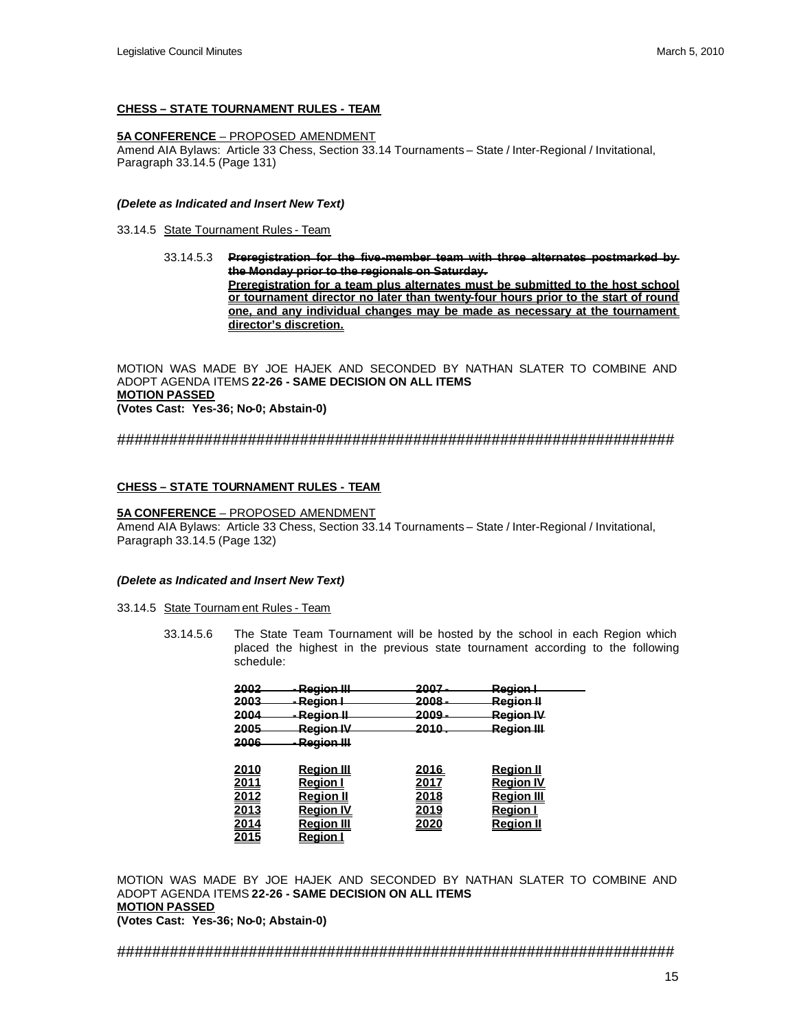**CHESS – STATE TOURNAMENT RULES - TEAM**

**5A CONFERENCE** – PROPOSED AMENDMENT
Amend AIA Bylaws: Article 33 Chess, Section 33.14 Tournaments – State / Inter-Regional / Invitational, Paragraph 33.14.5 (Page 131)

***(Delete as Indicated and Insert New Text)***

33.14.5 State Tournament Rules - Team

33.14.5.3 ~~**Preregistration for the five-member team with three alternates postmarked by the Monday prior to the regionals on Saturday.**~~
**Preregistration for a team plus alternates must be submitted to the host school or tournament director no later than twenty-four hours prior to the start of round one, and any individual changes may be made as necessary at the tournament director's discretion.**

MOTION WAS MADE BY JOE HAJEK AND SECONDED BY NATHAN SLATER TO COMBINE AND ADOPT AGENDA ITEMS **22-26 - SAME DECISION ON ALL ITEMS**
**MOTION PASSED**
**(Votes Cast: Yes-36; No-0; Abstain-0)**

##################################################################

**CHESS – STATE TOURNAMENT RULES - TEAM**

**5A CONFERENCE** – PROPOSED AMENDMENT
Amend AIA Bylaws: Article 33 Chess, Section 33.14 Tournaments – State / Inter-Regional / Invitational, Paragraph 33.14.5 (Page 132)

***(Delete as Indicated and Insert New Text)***

33.14.5 State Tournament Rules - Team

33.14.5.6 The State Team Tournament will be hosted by the school in each Region which placed the highest in the previous state tournament according to the following schedule:

| | | | |
|---|---|---|---|
| ~~2002~~ | ~~- Region III~~ | ~~2007 -~~ | ~~Region I~~ |
| ~~2003~~ | ~~- Region I~~ | ~~2008 -~~ | ~~Region II~~ |
| ~~2004~~ | ~~- Region II~~ | ~~2009 -~~ | ~~Region IV~~ |
| ~~2005~~ | ~~Region IV~~ | ~~2010 .~~ | ~~Region III~~ |
| ~~2006~~ | ~~- Region III~~ | | |

| | | | |
|---|---|---|---|
| **2010** | **Region III** | **2016** | **Region II** |
| **2011** | **Region I** | **2017** | **Region IV** |
| **2012** | **Region II** | **2018** | **Region III** |
| **2013** | **Region IV** | **2019** | **Region I** |
| **2014** | **Region III** | **2020** | **Region II** |
| **2015** | **Region I** | | |

MOTION WAS MADE BY JOE HAJEK AND SECONDED BY NATHAN SLATER TO COMBINE AND ADOPT AGENDA ITEMS **22-26 - SAME DECISION ON ALL ITEMS**
**MOTION PASSED**
**(Votes Cast: Yes-36; No-0; Abstain-0)**

##################################################################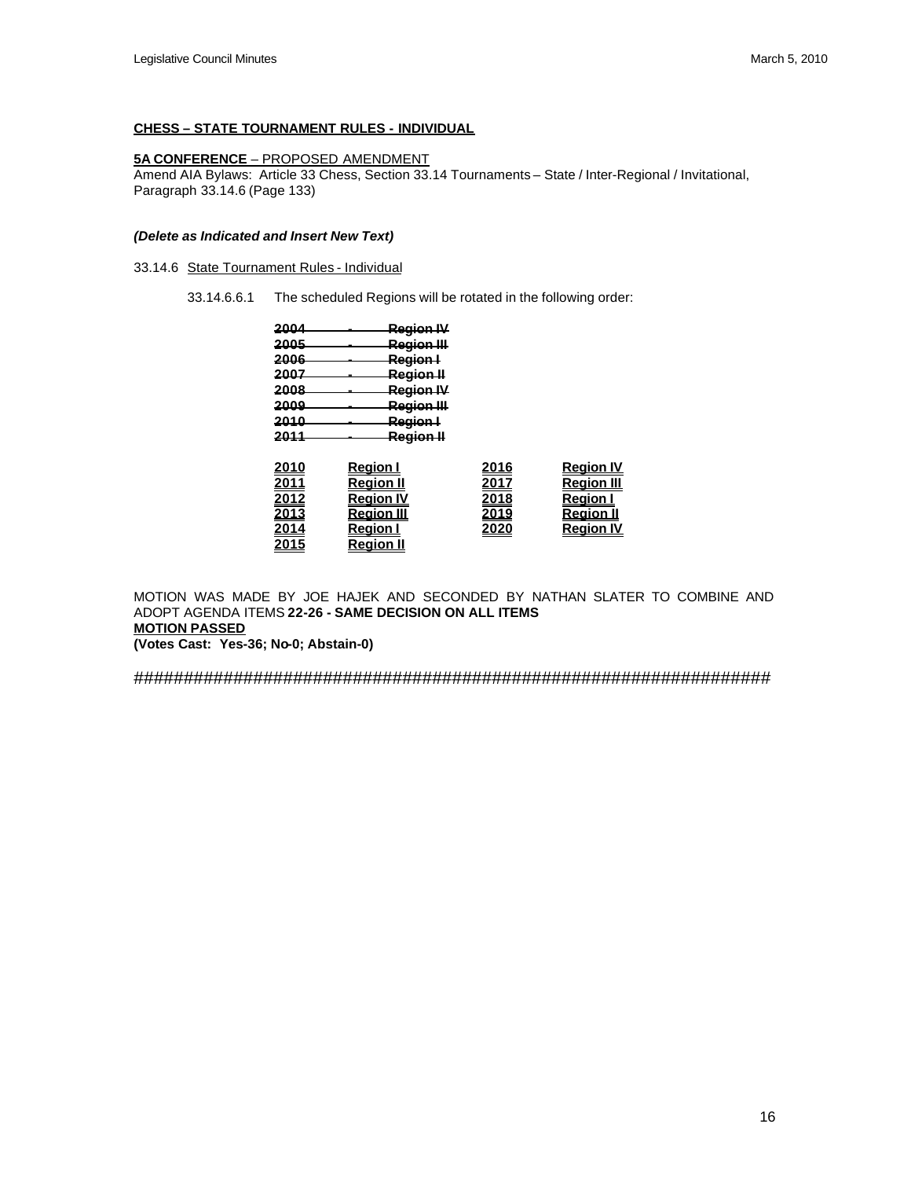**CHESS – STATE TOURNAMENT RULES - INDIVIDUAL**

**5A CONFERENCE** – PROPOSED AMENDMENT

Amend AIA Bylaws: Article 33 Chess, Section 33.14 Tournaments – State / Inter-Regional / Invitational, Paragraph 33.14.6 (Page 133)

***(Delete as Indicated and Insert New Text)***

33.14.6 State Tournament Rules - Individual

33.14.6.6.1 The scheduled Regions will be rotated in the following order:

~~2004 - Region IV~~
~~2005 - Region III~~
~~2006 - Region I~~
~~2007 - Region II~~
~~2008 - Region IV~~
~~2009 - Region III~~
~~2010 - Region I~~
~~2011 - Region II~~

| | | | |
|---|---|---|---|
| **2010** | **Region I** | **2016** | **Region IV** |
| **2011** | **Region II** | **2017** | **Region III** |
| **2012** | **Region IV** | **2018** | **Region I** |
| **2013** | **Region III** | **2019** | **Region II** |
| **2014** | **Region I** | **2020** | **Region IV** |
| **2015** | **Region II** | | |

MOTION WAS MADE BY JOE HAJEK AND SECONDED BY NATHAN SLATER TO COMBINE AND ADOPT AGENDA ITEMS **22-26 - SAME DECISION ON ALL ITEMS**

**MOTION PASSED**

**(Votes Cast: Yes-36; No-0; Abstain-0)**

#################################################################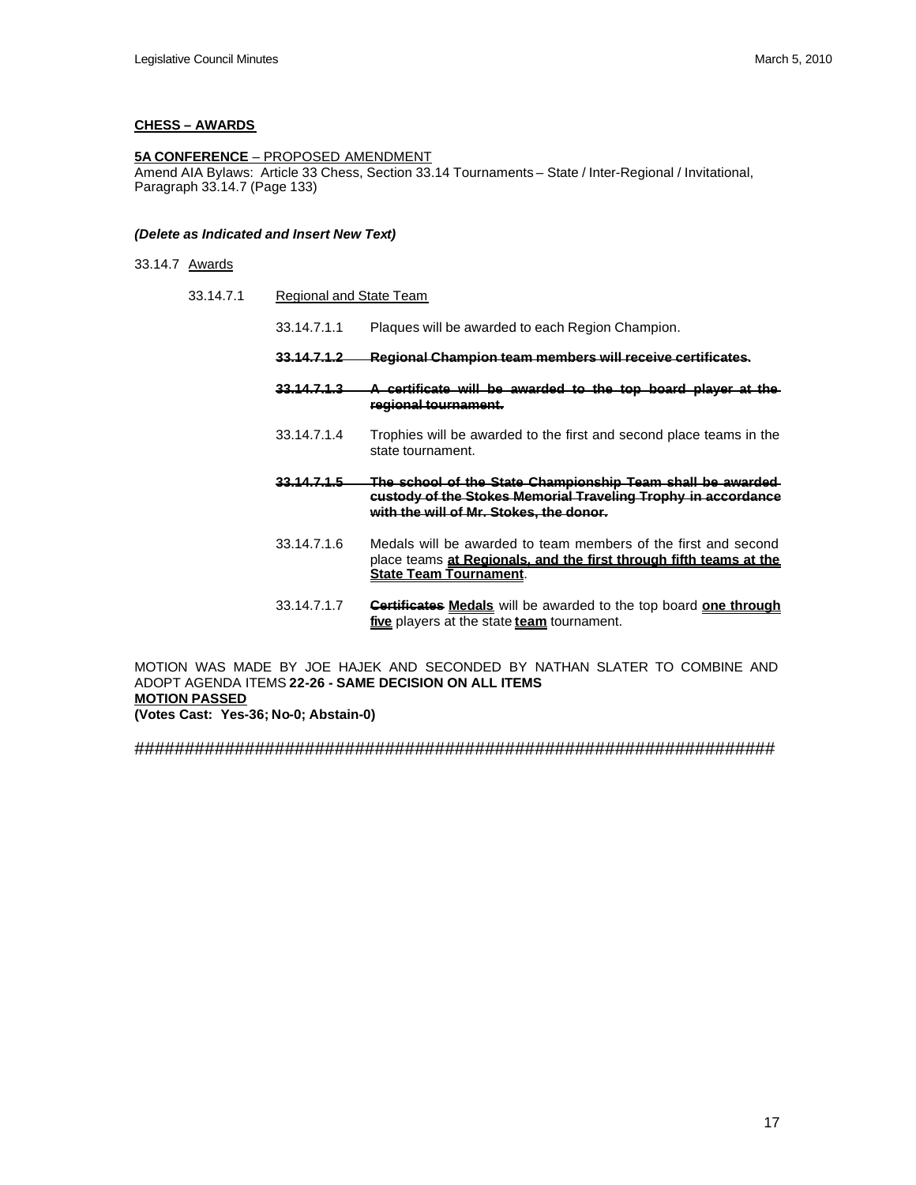**CHESS – AWARDS**

**5A CONFERENCE** – PROPOSED AMENDMENT
Amend AIA Bylaws: Article 33 Chess, Section 33.14 Tournaments – State / Inter-Regional / Invitational, Paragraph 33.14.7 (Page 133)

***(Delete as Indicated and Insert New Text)***

33.14.7 Awards

33.14.7.1 Regional and State Team

33.14.7.1.1 Plaques will be awarded to each Region Champion.

~~**33.14.7.1.2 Regional Champion team members will receive certificates.**~~

~~**33.14.7.1.3 A certificate will be awarded to the top board player at the regional tournament.**~~

33.14.7.1.4 Trophies will be awarded to the first and second place teams in the state tournament.

~~**33.14.7.1.5 The school of the State Championship Team shall be awarded custody of the Stokes Memorial Traveling Trophy in accordance with the will of Mr. Stokes, the donor.**~~

33.14.7.1.6 Medals will be awarded to team members of the first and second place teams **at Regionals, and the first through fifth teams at the State Team Tournament**.

33.14.7.1.7 ~~**Certificates**~~ **Medals** will be awarded to the top board **one through five** players at the state **team** tournament.

MOTION WAS MADE BY JOE HAJEK AND SECONDED BY NATHAN SLATER TO COMBINE AND ADOPT AGENDA ITEMS **22-26 - SAME DECISION ON ALL ITEMS**
**MOTION PASSED**
**(Votes Cast: Yes-36; No-0; Abstain-0)**

################################################################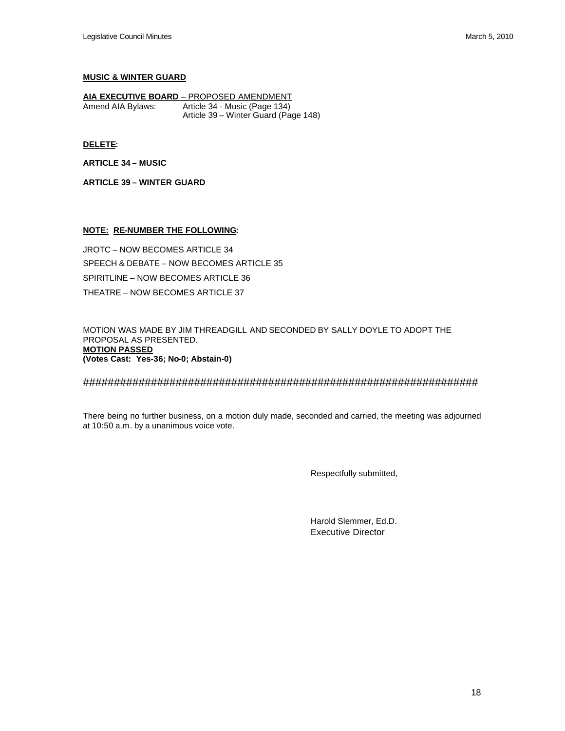**MUSIC & WINTER GUARD**

**AIA EXECUTIVE BOARD** – PROPOSED AMENDMENT
Amend AIA Bylaws: Article 34 - Music (Page 134)
Article 39 – Winter Guard (Page 148)

**DELETE:**

**ARTICLE 34 – MUSIC**

**ARTICLE 39 – WINTER GUARD**

**NOTE: RE-NUMBER THE FOLLOWING:**

JROTC – NOW BECOMES ARTICLE 34

SPEECH & DEBATE – NOW BECOMES ARTICLE 35

SPIRITLINE – NOW BECOMES ARTICLE 36

THEATRE – NOW BECOMES ARTICLE 37

MOTION WAS MADE BY JIM THREADGILL AND SECONDED BY SALLY DOYLE TO ADOPT THE PROPOSAL AS PRESENTED.
**MOTION PASSED**
**(Votes Cast: Yes-36; No-0; Abstain-0)**

##################################################################

There being no further business, on a motion duly made, seconded and carried, the meeting was adjourned at 10:50 a.m. by a unanimous voice vote.

Respectfully submitted,

Harold Slemmer, Ed.D.
Executive Director